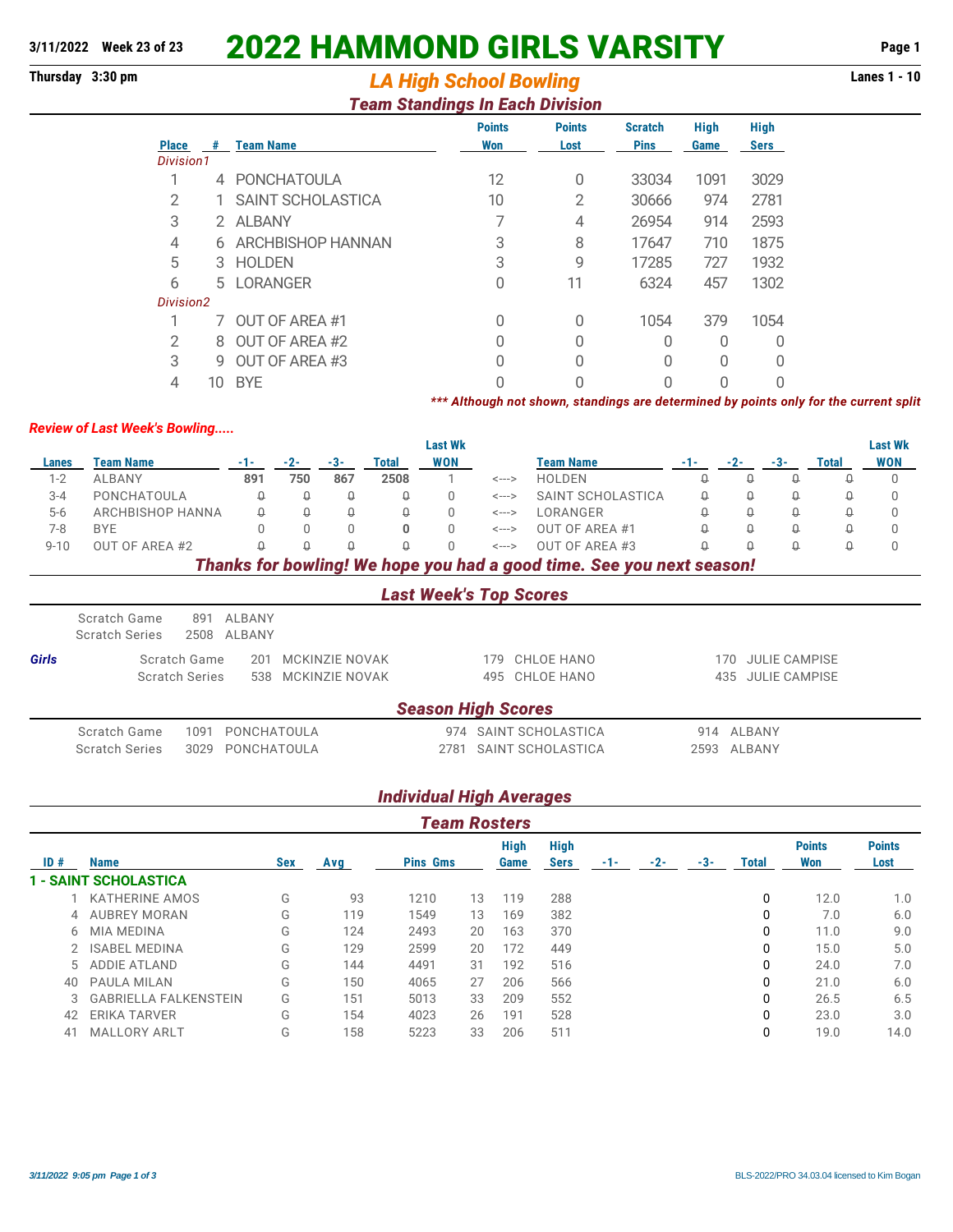**3/11/2022 Week 23 of 23**

# 2022 HAMMOND GIRLS VARSITY

**Thursday 3:30 pm** — **Lanes 1 - 10**

## *LA High School Bowling*

### *Team Standings In Each Division*

| Place | # | Team Name | Points Won | Points Lost | Scratch Pins | High Game | High Sers |
|---|---|---|---|---|---|---|---|
| *Division1* | | | | | | | |
| 1 | 4 | PONCHATOULA | 12 | 0 | 33034 | 1091 | 3029 |
| 2 | 1 | SAINT SCHOLASTICA | 10 | 2 | 30666 | 974 | 2781 |
| 3 | 2 | ALBANY | 7 | 4 | 26954 | 914 | 2593 |
| 4 | 6 | ARCHBISHOP HANNAN | 3 | 8 | 17647 | 710 | 1875 |
| 5 | 3 | HOLDEN | 3 | 9 | 17285 | 727 | 1932 |
| 6 | 5 | LORANGER | 0 | 11 | 6324 | 457 | 1302 |
| *Division2* | | | | | | | |
| 1 | 7 | OUT OF AREA #1 | 0 | 0 | 1054 | 379 | 1054 |
| 2 | 8 | OUT OF AREA #2 | 0 | 0 | 0 | 0 | 0 |
| 3 | 9 | OUT OF AREA #3 | 0 | 0 | 0 | 0 | 0 |
| 4 | 10 | BYE | 0 | 0 | 0 | 0 | 0 |

***\*\*\* Although not shown, standings are determined by points only for the current split***

***Review of Last Week's Bowling.....***

| Lanes | Team Name | -1- | -2- | -3- | Total | Last Wk WON | | Team Name | -1- | -2- | -3- | Total | Last Wk WON |
|---|---|---|---|---|---|---|---|---|---|---|---|---|---|
| 1-2 | ALBANY | **891** | **750** | **867** | **2508** | 1 | <---> | HOLDEN | 0 | 0 | 0 | 0 | 0 |
| 3-4 | PONCHATOULA | 0 | 0 | 0 | 0 | 0 | <---> | SAINT SCHOLASTICA | 0 | 0 | 0 | 0 | 0 |
| 5-6 | ARCHBISHOP HANNA | 0 | 0 | 0 | 0 | 0 | <---> | LORANGER | 0 | 0 | 0 | 0 | 0 |
| 7-8 | BYE | 0 | 0 | 0 | **0** | 0 | <---> | OUT OF AREA #1 | 0 | 0 | 0 | 0 | 0 |
| 9-10 | OUT OF AREA #2 | 0 | 0 | 0 | 0 | 0 | <---> | OUT OF AREA #3 | 0 | 0 | 0 | 0 | 0 |

***Thanks for bowling! We hope you had a good time. See you next season!***

### *Last Week's Top Scores*

Scratch Game 891 ALBANY
Scratch Series 2508 ALBANY

| ***Girls*** | | | | |
|---|---|---|---|---|
| Scratch Game | 201 MCKINZIE NOVAK | 179 CHLOE HANO | 170 JULIE CAMPISE |
| Scratch Series | 538 MCKINZIE NOVAK | 495 CHLOE HANO | 435 JULIE CAMPISE |

### *Season High Scores*

| | | | |
|---|---|---|---|
| Scratch Game | 1091 PONCHATOULA | 974 SAINT SCHOLASTICA | 914 ALBANY |
| Scratch Series | 3029 PONCHATOULA | 2781 SAINT SCHOLASTICA | 2593 ALBANY |

### *Individual High Averages*

### *Team Rosters*

| ID # | Name | Sex | Avg | Pins | Gms | High Game | High Sers | -1- | -2- | -3- | Total | Points Won | Points Lost |
|---|---|---|---|---|---|---|---|---|---|---|---|---|---|
| **1 - SAINT SCHOLASTICA** | | | | | | | | | | | | | |
| 1 | KATHERINE AMOS | G | 93 | 1210 | 13 | 119 | 288 | | | | 0 | 12.0 | 1.0 |
| 4 | AUBREY MORAN | G | 119 | 1549 | 13 | 169 | 382 | | | | 0 | 7.0 | 6.0 |
| 6 | MIA MEDINA | G | 124 | 2493 | 20 | 163 | 370 | | | | 0 | 11.0 | 9.0 |
| 2 | ISABEL MEDINA | G | 129 | 2599 | 20 | 172 | 449 | | | | 0 | 15.0 | 5.0 |
| 5 | ADDIE ATLAND | G | 144 | 4491 | 31 | 192 | 516 | | | | 0 | 24.0 | 7.0 |
| 40 | PAULA MILAN | G | 150 | 4065 | 27 | 206 | 566 | | | | 0 | 21.0 | 6.0 |
| 3 | GABRIELLA FALKENSTEIN | G | 151 | 5013 | 33 | 209 | 552 | | | | 0 | 26.5 | 6.5 |
| 42 | ERIKA TARVER | G | 154 | 4023 | 26 | 191 | 528 | | | | 0 | 23.0 | 3.0 |
| 41 | MALLORY ARLT | G | 158 | 5223 | 33 | 206 | 511 | | | | 0 | 19.0 | 14.0 |

*3/11/2022 9:05 pm*

BLS-2022/PRO 34.03.04 licensed to Kim Bogan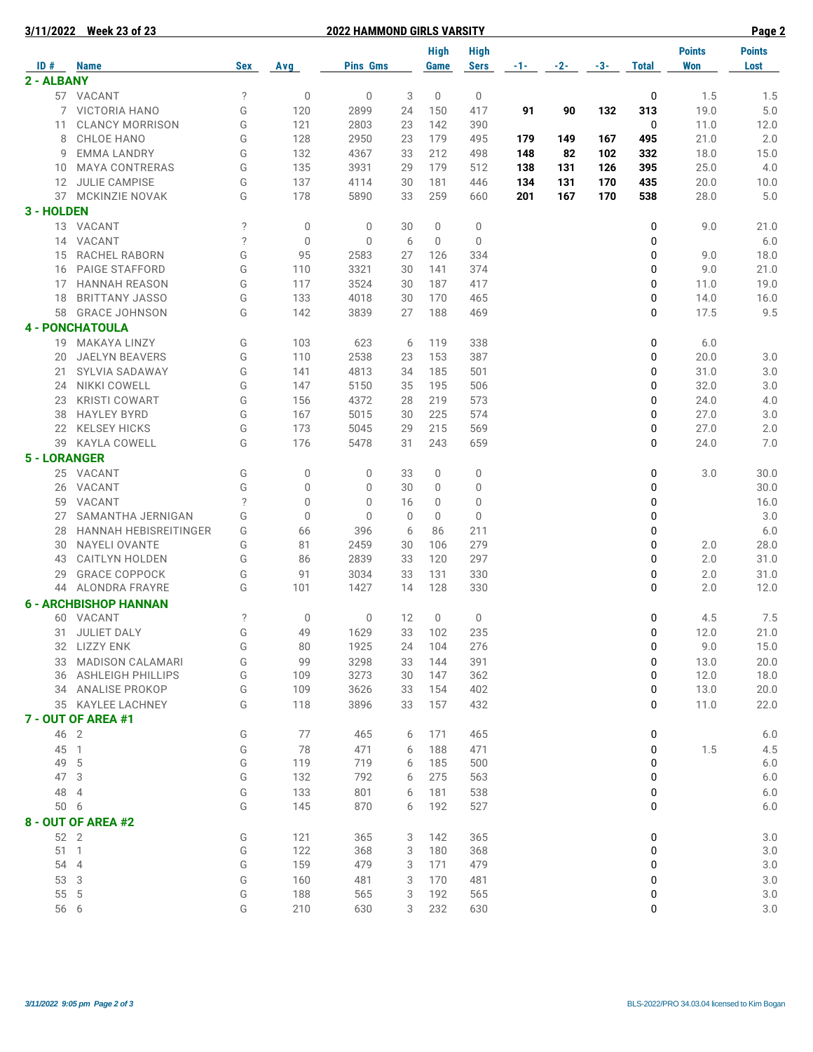**3/11/2022 Week 23 of 23 — 2022 HAMMOND GIRLS VARSITY**

| ID # | Name | Sex | Avg | Pins | Gms | High Game | High Sers | -1- | -2- | -3- | Total | Points Won | Points Lost |
|---|---|---|---|---|---|---|---|---|---|---|---|---|---|
| **2 - ALBANY** | | | | | | | | | | | | | |
| 57 | VACANT | ? | 0 | 0 | 3 | 0 | 0 | | | | 0 | 1.5 | 1.5 |
| 7 | VICTORIA HANO | G | 120 | 2899 | 24 | 150 | 417 | **91** | **90** | **132** | **313** | 19.0 | 5.0 |
| 11 | CLANCY MORRISON | G | 121 | 2803 | 23 | 142 | 390 | | | | 0 | 11.0 | 12.0 |
| 8 | CHLOE HANO | G | 128 | 2950 | 23 | 179 | 495 | **179** | **149** | **167** | **495** | 21.0 | 2.0 |
| 9 | EMMA LANDRY | G | 132 | 4367 | 33 | 212 | 498 | **148** | **82** | **102** | **332** | 18.0 | 15.0 |
| 10 | MAYA CONTRERAS | G | 135 | 3931 | 29 | 179 | 512 | **138** | **131** | **126** | **395** | 25.0 | 4.0 |
| 12 | JULIE CAMPISE | G | 137 | 4114 | 30 | 181 | 446 | **134** | **131** | **170** | **435** | 20.0 | 10.0 |
| 37 | MCKINZIE NOVAK | G | 178 | 5890 | 33 | 259 | 660 | **201** | **167** | **170** | **538** | 28.0 | 5.0 |
| **3 - HOLDEN** | | | | | | | | | | | | | |
| 13 | VACANT | ? | 0 | 0 | 30 | 0 | 0 | | | | 0 | 9.0 | 21.0 |
| 14 | VACANT | ? | 0 | 0 | 6 | 0 | 0 | | | | 0 | | 6.0 |
| 15 | RACHEL RABORN | G | 95 | 2583 | 27 | 126 | 334 | | | | 0 | 9.0 | 18.0 |
| 16 | PAIGE STAFFORD | G | 110 | 3321 | 30 | 141 | 374 | | | | 0 | 9.0 | 21.0 |
| 17 | HANNAH REASON | G | 117 | 3524 | 30 | 187 | 417 | | | | 0 | 11.0 | 19.0 |
| 18 | BRITTANY JASSO | G | 133 | 4018 | 30 | 170 | 465 | | | | 0 | 14.0 | 16.0 |
| 58 | GRACE JOHNSON | G | 142 | 3839 | 27 | 188 | 469 | | | | 0 | 17.5 | 9.5 |
| **4 - PONCHATOULA** | | | | | | | | | | | | | |
| 19 | MAKAYA LINZY | G | 103 | 623 | 6 | 119 | 338 | | | | 0 | 6.0 | |
| 20 | JAELYN BEAVERS | G | 110 | 2538 | 23 | 153 | 387 | | | | 0 | 20.0 | 3.0 |
| 21 | SYLVIA SADAWAY | G | 141 | 4813 | 34 | 185 | 501 | | | | 0 | 31.0 | 3.0 |
| 24 | NIKKI COWELL | G | 147 | 5150 | 35 | 195 | 506 | | | | 0 | 32.0 | 3.0 |
| 23 | KRISTI COWART | G | 156 | 4372 | 28 | 219 | 573 | | | | 0 | 24.0 | 4.0 |
| 38 | HAYLEY BYRD | G | 167 | 5015 | 30 | 225 | 574 | | | | 0 | 27.0 | 3.0 |
| 22 | KELSEY HICKS | G | 173 | 5045 | 29 | 215 | 569 | | | | 0 | 27.0 | 2.0 |
| 39 | KAYLA COWELL | G | 176 | 5478 | 31 | 243 | 659 | | | | 0 | 24.0 | 7.0 |
| **5 - LORANGER** | | | | | | | | | | | | | |
| 25 | VACANT | G | 0 | 0 | 33 | 0 | 0 | | | | 0 | 3.0 | 30.0 |
| 26 | VACANT | G | 0 | 0 | 30 | 0 | 0 | | | | 0 | | 30.0 |
| 59 | VACANT | ? | 0 | 0 | 16 | 0 | 0 | | | | 0 | | 16.0 |
| 27 | SAMANTHA JERNIGAN | G | 0 | 0 | 0 | 0 | 0 | | | | 0 | | 3.0 |
| 28 | HANNAH HEBISREITINGER | G | 66 | 396 | 6 | 86 | 211 | | | | 0 | | 6.0 |
| 30 | NAYELI OVANTE | G | 81 | 2459 | 30 | 106 | 279 | | | | 0 | 2.0 | 28.0 |
| 43 | CAITLYN HOLDEN | G | 86 | 2839 | 33 | 120 | 297 | | | | 0 | 2.0 | 31.0 |
| 29 | GRACE COPPOCK | G | 91 | 3034 | 33 | 131 | 330 | | | | 0 | 2.0 | 31.0 |
| 44 | ALONDRA FRAYRE | G | 101 | 1427 | 14 | 128 | 330 | | | | 0 | 2.0 | 12.0 |
| **6 - ARCHBISHOP HANNAN** | | | | | | | | | | | | | |
| 60 | VACANT | ? | 0 | 0 | 12 | 0 | 0 | | | | 0 | 4.5 | 7.5 |
| 31 | JULIET DALY | G | 49 | 1629 | 33 | 102 | 235 | | | | 0 | 12.0 | 21.0 |
| 32 | LIZZY ENK | G | 80 | 1925 | 24 | 104 | 276 | | | | 0 | 9.0 | 15.0 |
| 33 | MADISON CALAMARI | G | 99 | 3298 | 33 | 144 | 391 | | | | 0 | 13.0 | 20.0 |
| 36 | ASHLEIGH PHILLIPS | G | 109 | 3273 | 30 | 147 | 362 | | | | 0 | 12.0 | 18.0 |
| 34 | ANALISE PROKOP | G | 109 | 3626 | 33 | 154 | 402 | | | | 0 | 13.0 | 20.0 |
| 35 | KAYLEE LACHNEY | G | 118 | 3896 | 33 | 157 | 432 | | | | 0 | 11.0 | 22.0 |
| **7 - OUT OF AREA #1** | | | | | | | | | | | | | |
| 46 | 2 | G | 77 | 465 | 6 | 171 | 465 | | | | 0 | | 6.0 |
| 45 | 1 | G | 78 | 471 | 6 | 188 | 471 | | | | 0 | 1.5 | 4.5 |
| 49 | 5 | G | 119 | 719 | 6 | 185 | 500 | | | | 0 | | 6.0 |
| 47 | 3 | G | 132 | 792 | 6 | 275 | 563 | | | | 0 | | 6.0 |
| 48 | 4 | G | 133 | 801 | 6 | 181 | 538 | | | | 0 | | 6.0 |
| 50 | 6 | G | 145 | 870 | 6 | 192 | 527 | | | | 0 | | 6.0 |
| **8 - OUT OF AREA #2** | | | | | | | | | | | | | |
| 52 | 2 | G | 121 | 365 | 3 | 142 | 365 | | | | 0 | | 3.0 |
| 51 | 1 | G | 122 | 368 | 3 | 180 | 368 | | | | 0 | | 3.0 |
| 54 | 4 | G | 159 | 479 | 3 | 171 | 479 | | | | 0 | | 3.0 |
| 53 | 3 | G | 160 | 481 | 3 | 170 | 481 | | | | 0 | | 3.0 |
| 55 | 5 | G | 188 | 565 | 3 | 192 | 565 | | | | 0 | | 3.0 |
| 56 | 6 | G | 210 | 630 | 3 | 232 | 630 | | | | 0 | | 3.0 |

BLS-2022/PRO 34.03.04 licensed to Kim Bogan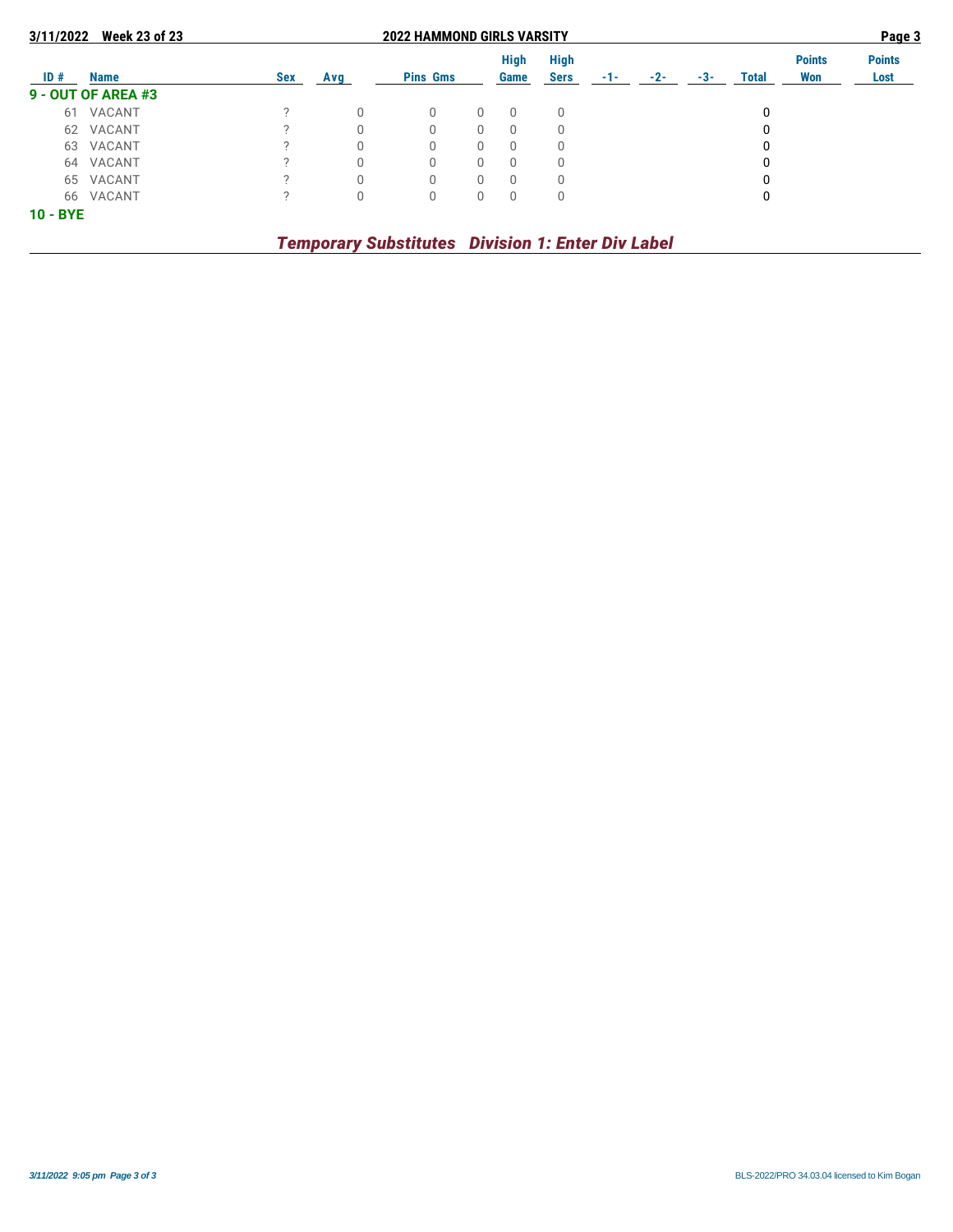| ID # | Name | Sex | Avg | Pins | Gms | High Game | High Sers | -1- | -2- | -3- | Total | Points Won | Points Lost |
|---|---|---|---|---|---|---|---|---|---|---|---|---|---|
| **9 - OUT OF AREA #3** | | | | | | | | | | | | | |
| 61 | VACANT | ? | 0 | 0 | 0 | 0 | 0 | | | | 0 | | |
| 62 | VACANT | ? | 0 | 0 | 0 | 0 | 0 | | | | 0 | | |
| 63 | VACANT | ? | 0 | 0 | 0 | 0 | 0 | | | | 0 | | |
| 64 | VACANT | ? | 0 | 0 | 0 | 0 | 0 | | | | 0 | | |
| 65 | VACANT | ? | 0 | 0 | 0 | 0 | 0 | | | | 0 | | |
| 66 | VACANT | ? | 0 | 0 | 0 | 0 | 0 | | | | 0 | | |
| **10 - BYE** | | | | | | | | | | | | | |

***Temporary Substitutes   Division 1: Enter Div Label***